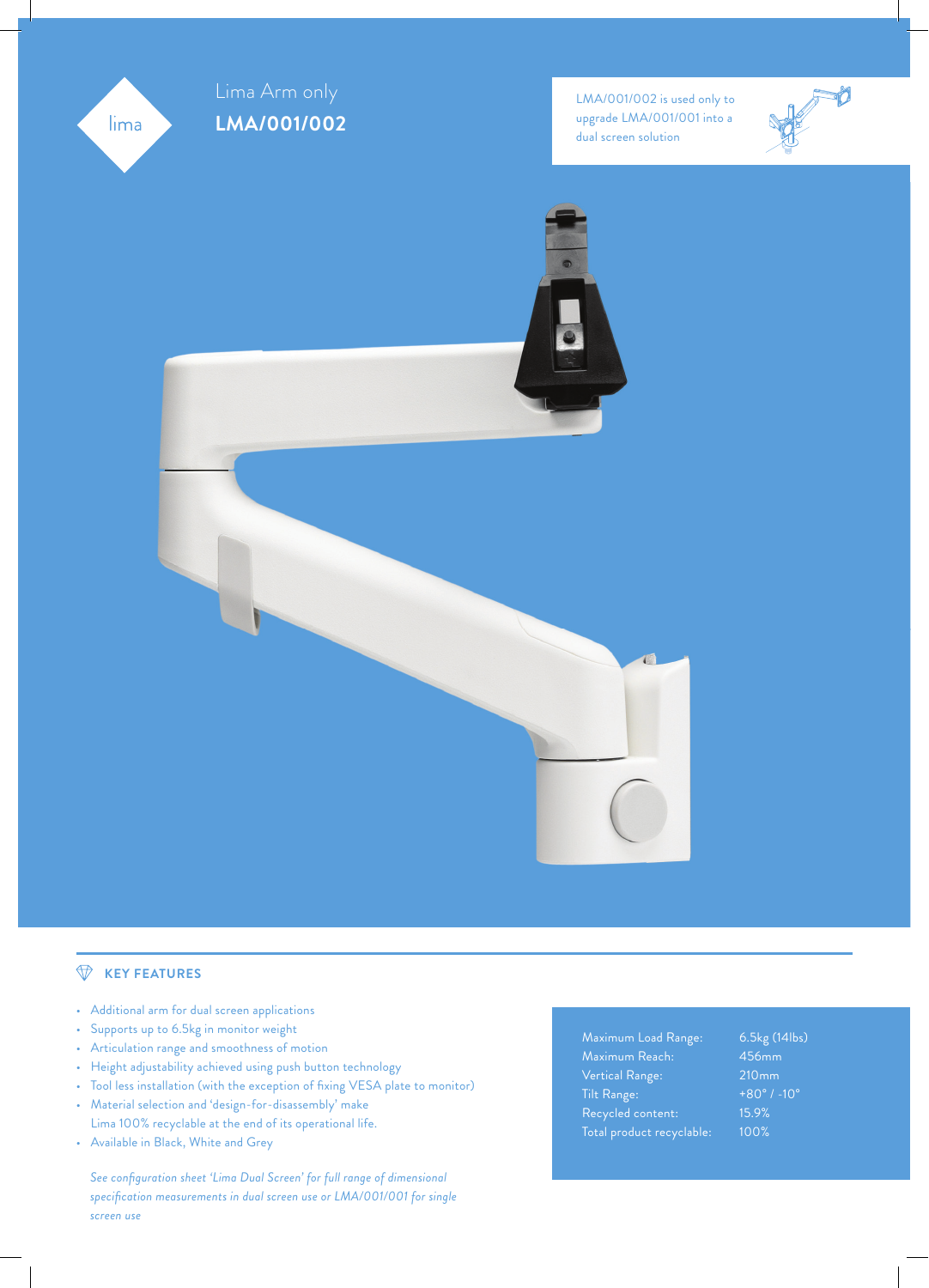lima

Lima Arm only

# LMA/001/002

LMA/001/002 is used only to upgrade LMA/001/001 into a dual screen solution

## KEY FEATURES

- Additional arm for dual screen applications
- Supports up to 6.5kg in monitor weight
- Articulation range and smoothness of motion
- Height adjustability achieved using push button technology
- Tool less installation (with the exception of fixing VESA plate to monitor)
- Material selection and 'design-for-disassembly' make Lima 100% recyclable at the end of its operational life.
- Available in Black, White and Grey

*See configuration sheet 'Lima Dual Screen' for full range of dimensional specification measurements in dual screen use or LMA/001/001 for single screen use*

| | |
|---|---|
| Maximum Load Range: | 6.5kg (14lbs) |
| Maximum Reach: | 456mm |
| Vertical Range: | 210mm |
| Tilt Range: | +80° / -10° |
| Recycled content: | 15.9% |
| Total product recyclable: | 100% |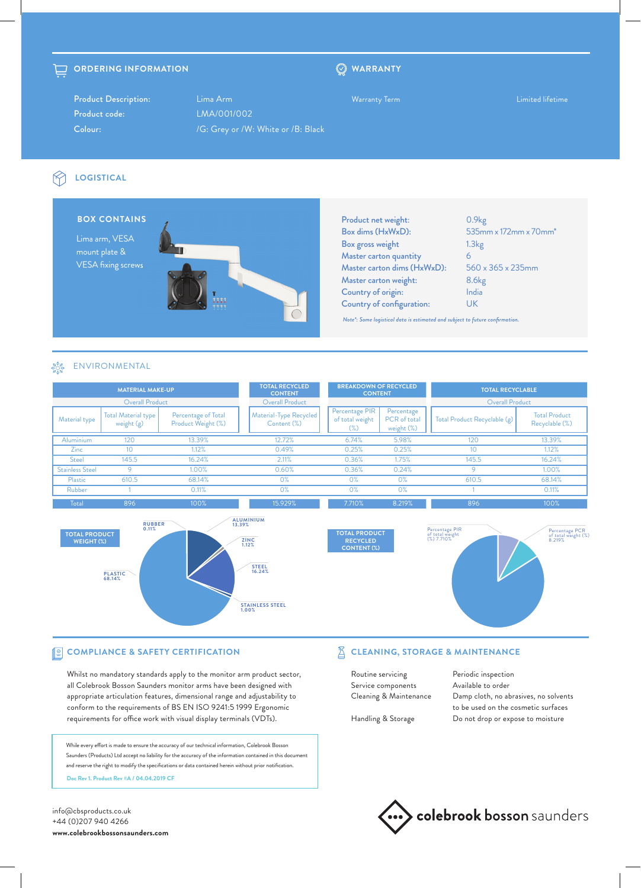## ORDERING INFORMATION

| | |
|---|---|
| Product Description: | Lima Arm |
| Product code: | LMA/001/002 |
| Colour: | /G: Grey or /W: White or /B: Black |

## WARRANTY

| | |
|---|---|
| Warranty Term | Limited lifetime |

## LOGISTICAL

### BOX CONTAINS

Lima arm, VESA mount plate & VESA fixing screws

| | |
|---|---|
| Product net weight: | 0.9kg |
| Box dims (HxWxD): | 535mm x 172mm x 70mm* |
| Box gross weight | 1.3kg |
| Master carton quantity | 6 |
| Master carton dims (HxWxD): | 560 x 365 x 235mm |
| Master carton weight: | 8.6kg |
| Country of origin: | India |
| Country of configuration: | UK |

*Note*: Some logistical data is estimated and subject to future confirmation.*

## ENVIRONMENTAL

| MATERIAL MAKE-UP | | | TOTAL RECYCLED CONTENT | BREAKDOWN OF RECYCLED CONTENT | | TOTAL RECYCLABLE | |
|---|---|---|---|---|---|---|---|
| Overall Product | | | Overall Product | | | Overall Product | |
| Material type | Total Material type weight (g) | Percentage of Total Product Weight (%) | Material-Type Recycled Content (%) | Percentage PIR of total weight (%) | Percentage PCR of total weight (%) | Total Product Recyclable (g) | Total Product Recyclable (%) |
| Aluminium | 120 | 13.39% | 12.72% | 6.74% | 5.98% | 120 | 13.39% |
| Zinc | 10 | 1.12% | 0.49% | 0.25% | 0.25% | 10 | 1.12% |
| Steel | 145.5 | 16.24% | 2.11% | 0.36% | 1.75% | 145.5 | 16.24% |
| Stainless Steel | 9 | 1.00% | 0.60% | 0.36% | 0.24% | 9 | 1.00% |
| Plastic | 610.5 | 68.14% | 0% | 0% | 0% | 610.5 | 68.14% |
| Rubber | 1 | 0.11% | 0% | 0% | 0% | 1 | 0.11% |
| Total | 896 | 100% | 15.929% | 7.710% | 8.219% | 896 | 100% |

TOTAL PRODUCT WEIGHT (%)

RUBBER 0.11%
ALUMINIUM 13.39%
ZINC 1.12%
STEEL 16.24%
STAINLESS STEEL 1.00%
PLASTIC 68.14%

TOTAL PRODUCT RECYCLED CONTENT (%)

Percentage PIR of total weight (%) 7.710%
Percentage PCR of total weight (%) 8.219%

## COMPLIANCE & SAFETY CERTIFICATION

Whilst no mandatory standards apply to the monitor arm product sector, all Colebrook Bosson Saunders monitor arms have been designed with appropriate articulation features, dimensional range and adjustability to conform to the requirements of BS EN ISO 9241:5 1999 Ergonomic requirements for office work with visual display terminals (VDTs).

While every effort is made to ensure the accuracy of our technical information, Colebrook Bosson Saunders (Products) Ltd accept no liability for the accuracy of the information contained in this document and reserve the right to modify the specifications or data contained herein without prior notification.

**Doc Rev 1. Product Rev #A / 04.04.2019 CF**

## CLEANING, STORAGE & MAINTENANCE

| | |
|---|---|
| Routine servicing | Periodic inspection |
| Service components | Available to order |
| Cleaning & Maintenance | Damp cloth, no abrasives, no solvents to be used on the cosmetic surfaces |
| Handling & Storage | Do not drop or expose to moisture |

info@cbsproducts.co.uk
+44 (0)207 940 4266
**www.colebrookbossonsaunders.com**

colebrook bosson saunders